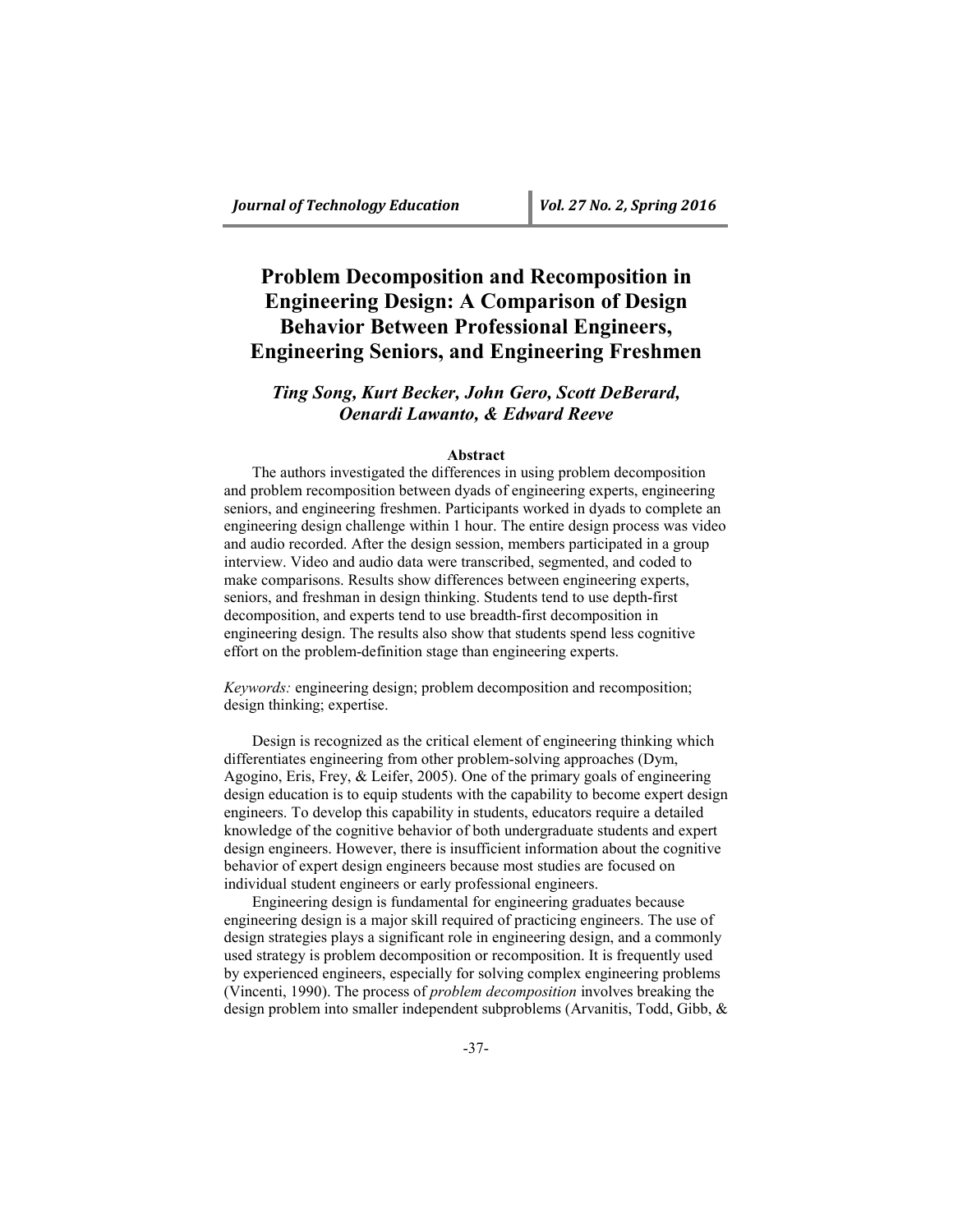# Problem Decomposition and Recomposition in Engineering Design: A Comparison of Design Behavior Between Professional Engineers, Engineering Seniors, and Engineering Freshmen

***Ting Song, Kurt Becker, John Gero, Scott DeBerard, Oenardi Lawanto, & Edward Reeve***

## Abstract

The authors investigated the differences in using problem decomposition and problem recomposition between dyads of engineering experts, engineering seniors, and engineering freshmen. Participants worked in dyads to complete an engineering design challenge within 1 hour. The entire design process was video and audio recorded. After the design session, members participated in a group interview. Video and audio data were transcribed, segmented, and coded to make comparisons. Results show differences between engineering experts, seniors, and freshman in design thinking. Students tend to use depth-first decomposition, and experts tend to use breadth-first decomposition in engineering design. The results also show that students spend less cognitive effort on the problem-definition stage than engineering experts.

*Keywords:* engineering design; problem decomposition and recomposition; design thinking; expertise.

Design is recognized as the critical element of engineering thinking which differentiates engineering from other problem-solving approaches (Dym, Agogino, Eris, Frey, & Leifer, 2005). One of the primary goals of engineering design education is to equip students with the capability to become expert design engineers. To develop this capability in students, educators require a detailed knowledge of the cognitive behavior of both undergraduate students and expert design engineers. However, there is insufficient information about the cognitive behavior of expert design engineers because most studies are focused on individual student engineers or early professional engineers.

Engineering design is fundamental for engineering graduates because engineering design is a major skill required of practicing engineers. The use of design strategies plays a significant role in engineering design, and a commonly used strategy is problem decomposition or recomposition. It is frequently used by experienced engineers, especially for solving complex engineering problems (Vincenti, 1990). The process of *problem decomposition* involves breaking the design problem into smaller independent subproblems (Arvanitis, Todd, Gibb, &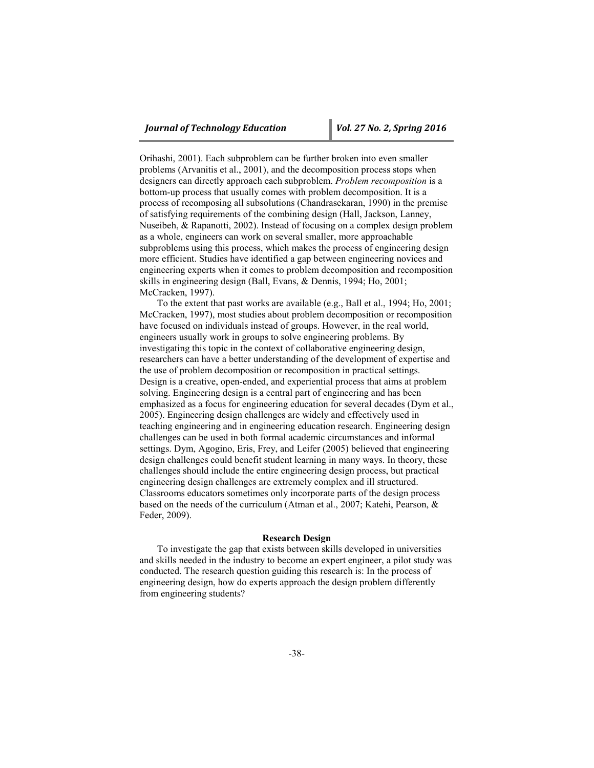Orihashi, 2001). Each subproblem can be further broken into even smaller problems (Arvanitis et al., 2001), and the decomposition process stops when designers can directly approach each subproblem. *Problem recomposition* is a bottom-up process that usually comes with problem decomposition. It is a process of recomposing all subsolutions (Chandrasekaran, 1990) in the premise of satisfying requirements of the combining design (Hall, Jackson, Lanney, Nuseibeh, & Rapanotti, 2002). Instead of focusing on a complex design problem as a whole, engineers can work on several smaller, more approachable subproblems using this process, which makes the process of engineering design more efficient. Studies have identified a gap between engineering novices and engineering experts when it comes to problem decomposition and recomposition skills in engineering design (Ball, Evans, & Dennis, 1994; Ho, 2001; McCracken, 1997).

To the extent that past works are available (e.g., Ball et al., 1994; Ho, 2001; McCracken, 1997), most studies about problem decomposition or recomposition have focused on individuals instead of groups. However, in the real world, engineers usually work in groups to solve engineering problems. By investigating this topic in the context of collaborative engineering design, researchers can have a better understanding of the development of expertise and the use of problem decomposition or recomposition in practical settings. Design is a creative, open-ended, and experiential process that aims at problem solving. Engineering design is a central part of engineering and has been emphasized as a focus for engineering education for several decades (Dym et al., 2005). Engineering design challenges are widely and effectively used in teaching engineering and in engineering education research. Engineering design challenges can be used in both formal academic circumstances and informal settings. Dym, Agogino, Eris, Frey, and Leifer (2005) believed that engineering design challenges could benefit student learning in many ways. In theory, these challenges should include the entire engineering design process, but practical engineering design challenges are extremely complex and ill structured. Classrooms educators sometimes only incorporate parts of the design process based on the needs of the curriculum (Atman et al., 2007; Katehi, Pearson, & Feder, 2009).

## Research Design

To investigate the gap that exists between skills developed in universities and skills needed in the industry to become an expert engineer, a pilot study was conducted. The research question guiding this research is: In the process of engineering design, how do experts approach the design problem differently from engineering students?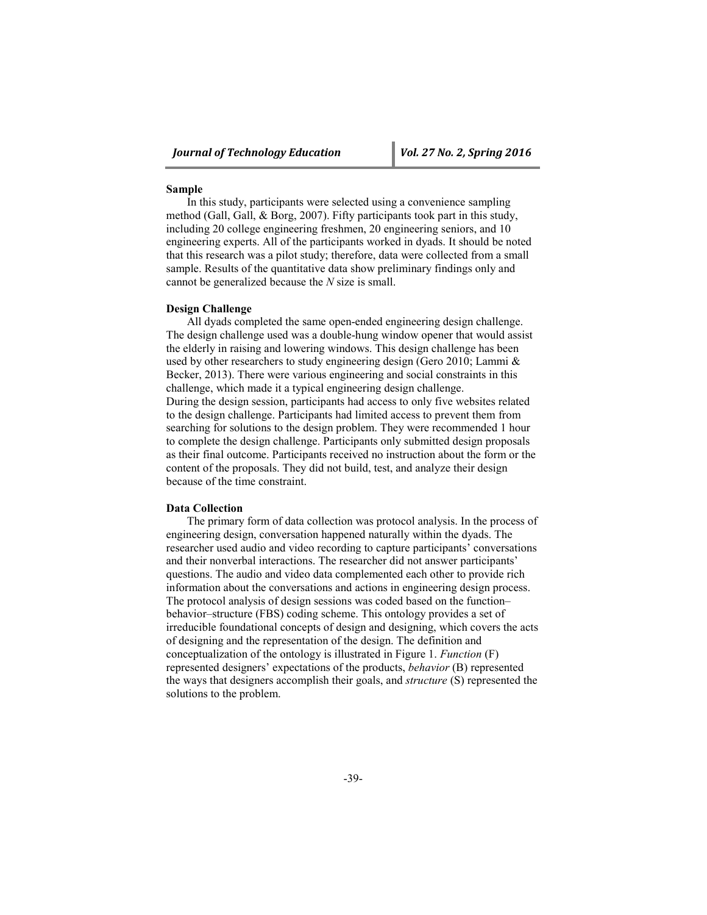### Sample

In this study, participants were selected using a convenience sampling method (Gall, Gall, & Borg, 2007). Fifty participants took part in this study, including 20 college engineering freshmen, 20 engineering seniors, and 10 engineering experts. All of the participants worked in dyads. It should be noted that this research was a pilot study; therefore, data were collected from a small sample. Results of the quantitative data show preliminary findings only and cannot be generalized because the *N* size is small.

### Design Challenge

All dyads completed the same open-ended engineering design challenge. The design challenge used was a double-hung window opener that would assist the elderly in raising and lowering windows. This design challenge has been used by other researchers to study engineering design (Gero 2010; Lammi & Becker, 2013). There were various engineering and social constraints in this challenge, which made it a typical engineering design challenge.

During the design session, participants had access to only five websites related to the design challenge. Participants had limited access to prevent them from searching for solutions to the design problem. They were recommended 1 hour to complete the design challenge. Participants only submitted design proposals as their final outcome. Participants received no instruction about the form or the content of the proposals. They did not build, test, and analyze their design because of the time constraint.

### Data Collection

The primary form of data collection was protocol analysis. In the process of engineering design, conversation happened naturally within the dyads. The researcher used audio and video recording to capture participants' conversations and their nonverbal interactions. The researcher did not answer participants' questions. The audio and video data complemented each other to provide rich information about the conversations and actions in engineering design process. The protocol analysis of design sessions was coded based on the function–behavior–structure (FBS) coding scheme. This ontology provides a set of irreducible foundational concepts of design and designing, which covers the acts of designing and the representation of the design. The definition and conceptualization of the ontology is illustrated in Figure 1. *Function* (F) represented designers' expectations of the products, *behavior* (B) represented the ways that designers accomplish their goals, and *structure* (S) represented the solutions to the problem.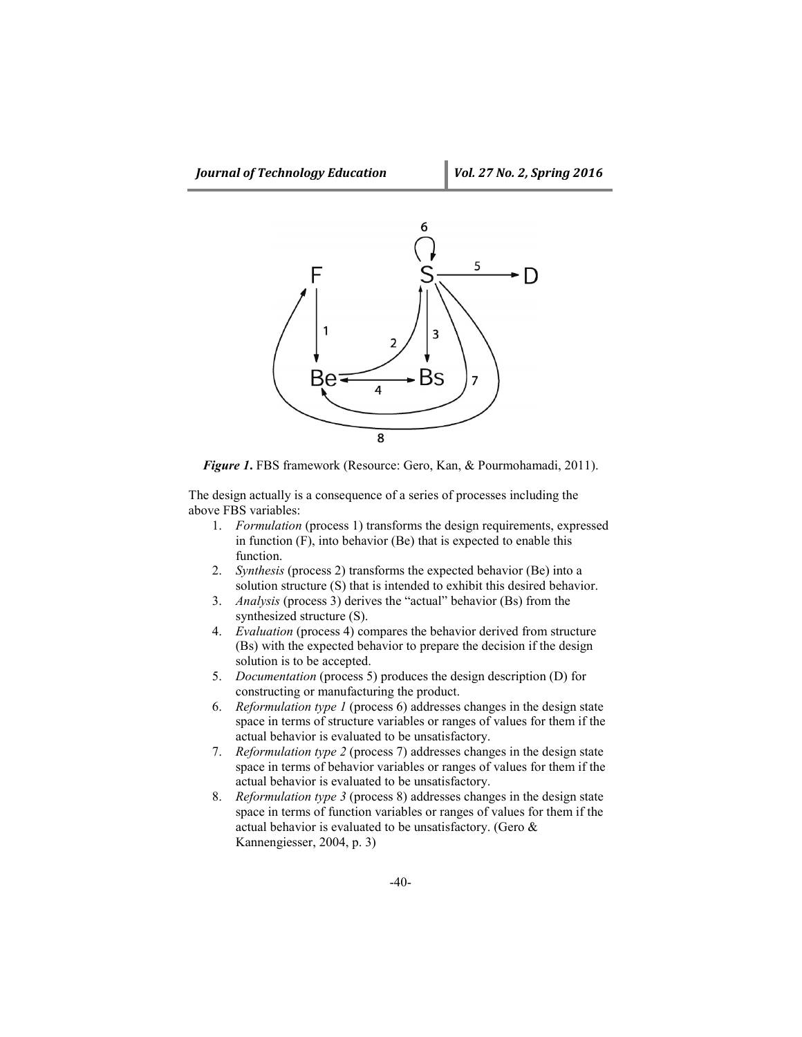*Figure 1.* FBS framework (Resource: Gero, Kan, & Pourmohamadi, 2011).

The design actually is a consequence of a series of processes including the above FBS variables:

1. *Formulation* (process 1) transforms the design requirements, expressed in function (F), into behavior (Be) that is expected to enable this function.
2. *Synthesis* (process 2) transforms the expected behavior (Be) into a solution structure (S) that is intended to exhibit this desired behavior.
3. *Analysis* (process 3) derives the "actual" behavior (Bs) from the synthesized structure (S).
4. *Evaluation* (process 4) compares the behavior derived from structure (Bs) with the expected behavior to prepare the decision if the design solution is to be accepted.
5. *Documentation* (process 5) produces the design description (D) for constructing or manufacturing the product.
6. *Reformulation type 1* (process 6) addresses changes in the design state space in terms of structure variables or ranges of values for them if the actual behavior is evaluated to be unsatisfactory.
7. *Reformulation type 2* (process 7) addresses changes in the design state space in terms of behavior variables or ranges of values for them if the actual behavior is evaluated to be unsatisfactory.
8. *Reformulation type 3* (process 8) addresses changes in the design state space in terms of function variables or ranges of values for them if the actual behavior is evaluated to be unsatisfactory. (Gero & Kannengiesser, 2004, p. 3)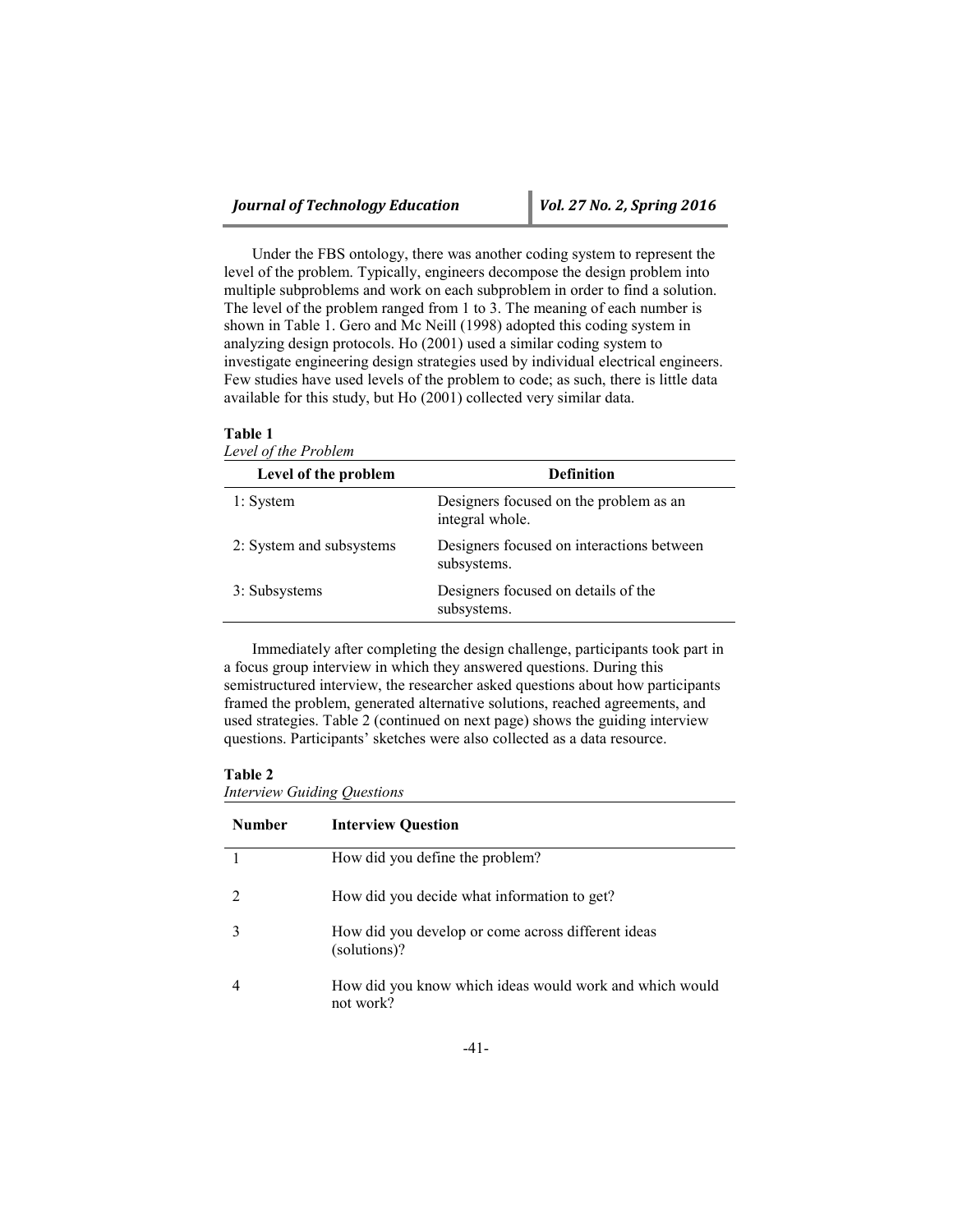Under the FBS ontology, there was another coding system to represent the level of the problem. Typically, engineers decompose the design problem into multiple subproblems and work on each subproblem in order to find a solution. The level of the problem ranged from 1 to 3. The meaning of each number is shown in Table 1. Gero and Mc Neill (1998) adopted this coding system in analyzing design protocols. Ho (2001) used a similar coding system to investigate engineering design strategies used by individual electrical engineers. Few studies have used levels of the problem to code; as such, there is little data available for this study, but Ho (2001) collected very similar data.

**Table 1**
*Level of the Problem*

| Level of the problem | Definition |
|---|---|
| 1: System | Designers focused on the problem as an integral whole. |
| 2: System and subsystems | Designers focused on interactions between subsystems. |
| 3: Subsystems | Designers focused on details of the subsystems. |

Immediately after completing the design challenge, participants took part in a focus group interview in which they answered questions. During this semistructured interview, the researcher asked questions about how participants framed the problem, generated alternative solutions, reached agreements, and used strategies. Table 2 (continued on next page) shows the guiding interview questions. Participants' sketches were also collected as a data resource.

**Table 2**
*Interview Guiding Questions*

| Number | Interview Question |
|---|---|
| 1 | How did you define the problem? |
| 2 | How did you decide what information to get? |
| 3 | How did you develop or come across different ideas (solutions)? |
| 4 | How did you know which ideas would work and which would not work? |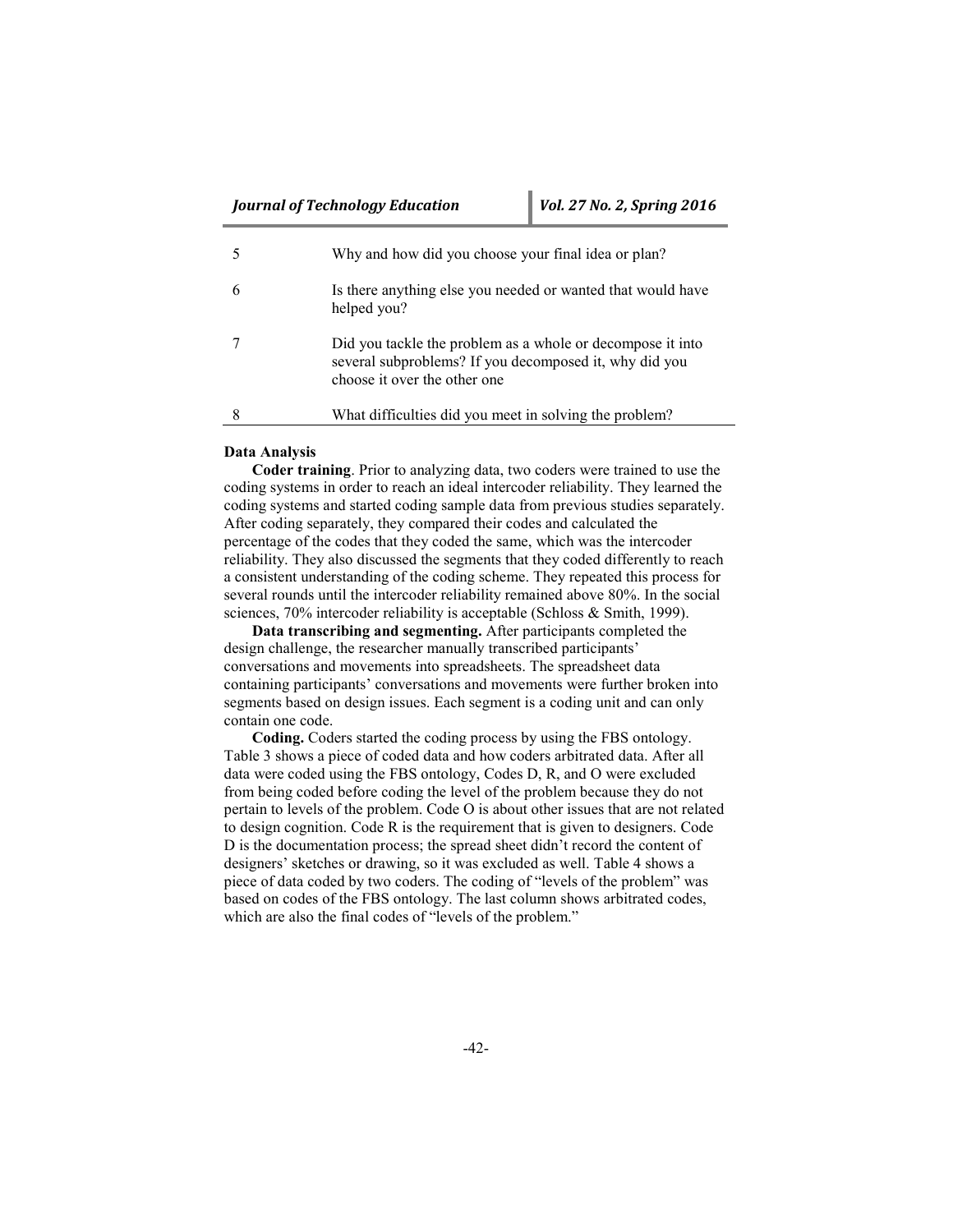| | |
|---|---|
| 5 | Why and how did you choose your final idea or plan? |
| 6 | Is there anything else you needed or wanted that would have helped you? |
| 7 | Did you tackle the problem as a whole or decompose it into several subproblems? If you decomposed it, why did you choose it over the other one |
| 8 | What difficulties did you meet in solving the problem? |

### Data Analysis

**Coder training**. Prior to analyzing data, two coders were trained to use the coding systems in order to reach an ideal intercoder reliability. They learned the coding systems and started coding sample data from previous studies separately. After coding separately, they compared their codes and calculated the percentage of the codes that they coded the same, which was the intercoder reliability. They also discussed the segments that they coded differently to reach a consistent understanding of the coding scheme. They repeated this process for several rounds until the intercoder reliability remained above 80%. In the social sciences, 70% intercoder reliability is acceptable (Schloss & Smith, 1999).

**Data transcribing and segmenting.** After participants completed the design challenge, the researcher manually transcribed participants' conversations and movements into spreadsheets. The spreadsheet data containing participants' conversations and movements were further broken into segments based on design issues. Each segment is a coding unit and can only contain one code.

**Coding.** Coders started the coding process by using the FBS ontology. Table 3 shows a piece of coded data and how coders arbitrated data. After all data were coded using the FBS ontology, Codes D, R, and O were excluded from being coded before coding the level of the problem because they do not pertain to levels of the problem. Code O is about other issues that are not related to design cognition. Code R is the requirement that is given to designers. Code D is the documentation process; the spread sheet didn't record the content of designers' sketches or drawing, so it was excluded as well. Table 4 shows a piece of data coded by two coders. The coding of "levels of the problem" was based on codes of the FBS ontology. The last column shows arbitrated codes, which are also the final codes of "levels of the problem."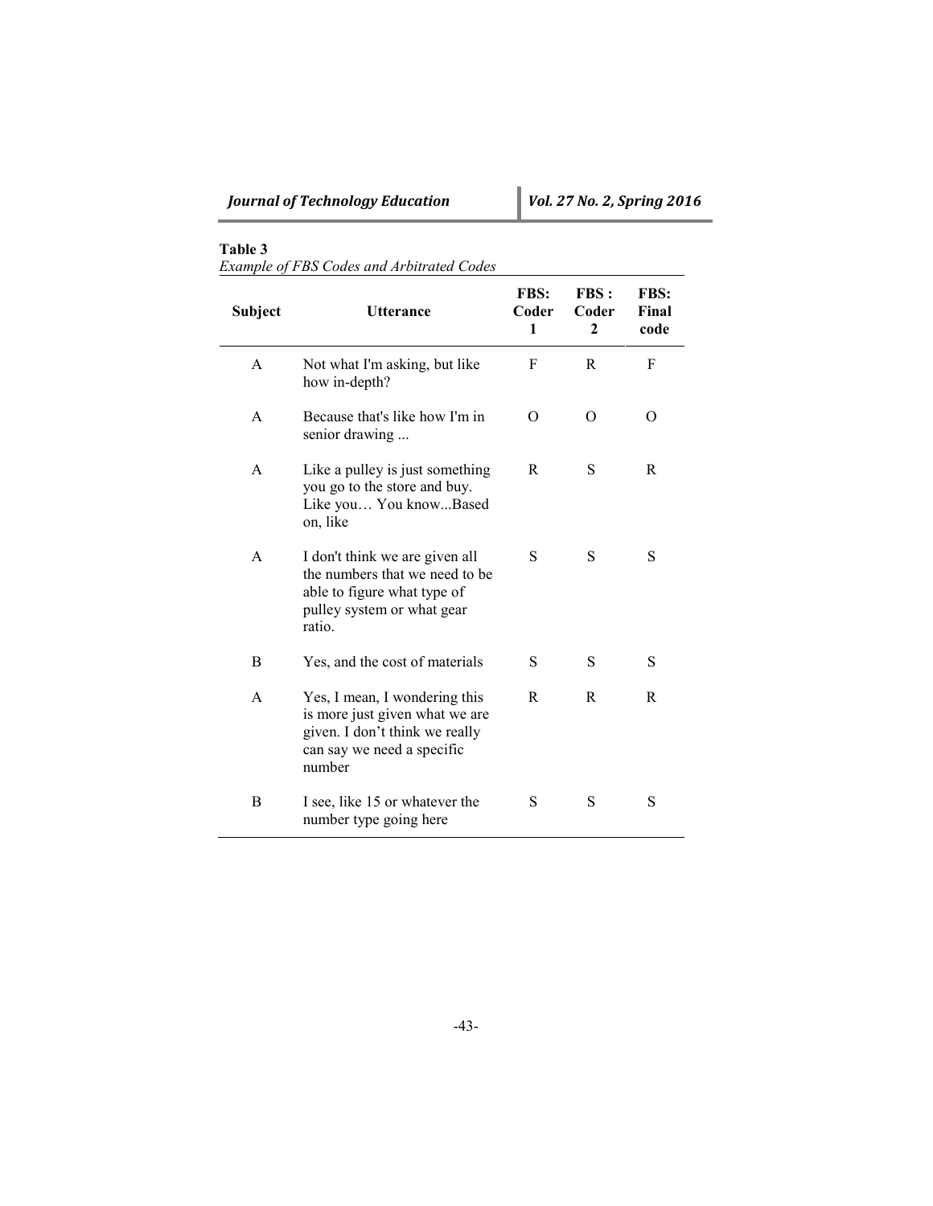**Table 3**

*Example of FBS Codes and Arbitrated Codes*

| Subject | Utterance | FBS: Coder 1 | FBS : Coder 2 | FBS: Final code |
|---|---|---|---|---|
| A | Not what I'm asking, but like how in-depth? | F | R | F |
| A | Because that's like how I'm in senior drawing ... | O | O | O |
| A | Like a pulley is just something you go to the store and buy. Like you… You know...Based on, like | R | S | R |
| A | I don't think we are given all the numbers that we need to be able to figure what type of pulley system or what gear ratio. | S | S | S |
| B | Yes, and the cost of materials | S | S | S |
| A | Yes, I mean, I wondering this is more just given what we are given. I don't think we really can say we need a specific number | R | R | R |
| B | I see, like 15 or whatever the number type going here | S | S | S |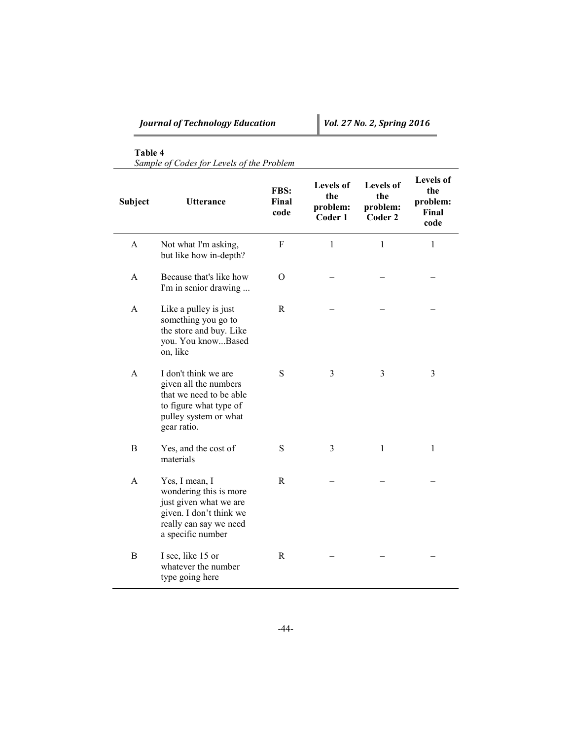**Table 4**

*Sample of Codes for Levels of the Problem*

| Subject | Utterance | FBS: Final code | Levels of the problem: Coder 1 | Levels of the problem: Coder 2 | Levels of the problem: Final code |
|---|---|---|---|---|---|
| A | Not what I'm asking, but like how in-depth? | F | 1 | 1 | 1 |
| A | Because that's like how I'm in senior drawing ... | O | – | – | – |
| A | Like a pulley is just something you go to the store and buy. Like you. You know...Based on, like | R | – | – | – |
| A | I don't think we are given all the numbers that we need to be able to figure what type of pulley system or what gear ratio. | S | 3 | 3 | 3 |
| B | Yes, and the cost of materials | S | 3 | 1 | 1 |
| A | Yes, I mean, I wondering this is more just given what we are given. I don't think we really can say we need a specific number | R | – | – | – |
| B | I see, like 15 or whatever the number type going here | R | – | – | – |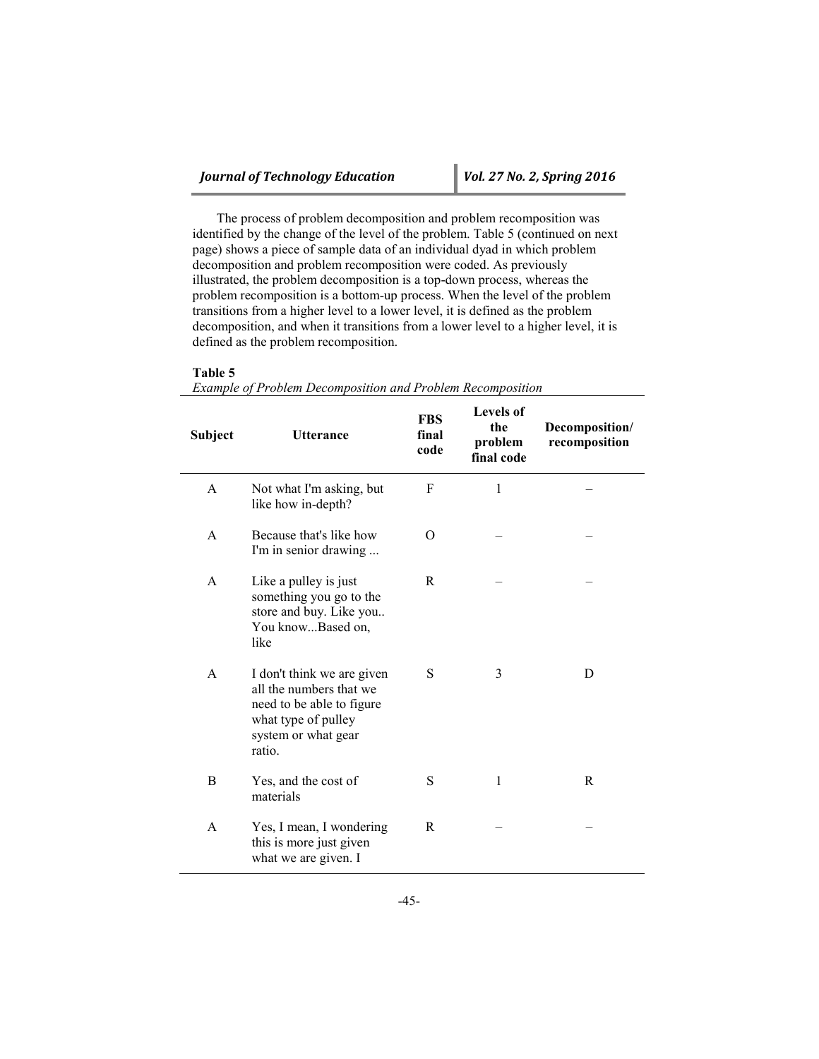The process of problem decomposition and problem recomposition was identified by the change of the level of the problem. Table 5 (continued on next page) shows a piece of sample data of an individual dyad in which problem decomposition and problem recomposition were coded. As previously illustrated, the problem decomposition is a top-down process, whereas the problem recomposition is a bottom-up process. When the level of the problem transitions from a higher level to a lower level, it is defined as the problem decomposition, and when it transitions from a lower level to a higher level, it is defined as the problem recomposition.

**Table 5**
*Example of Problem Decomposition and Problem Recomposition*

| Subject | Utterance | FBS final code | Levels of the problem final code | Decomposition/ recomposition |
|---|---|---|---|---|
| A | Not what I'm asking, but like how in-depth? | F | 1 | – |
| A | Because that's like how I'm in senior drawing ... | O | – | – |
| A | Like a pulley is just something you go to the store and buy. Like you.. You know...Based on, like | R | – | – |
| A | I don't think we are given all the numbers that we need to be able to figure what type of pulley system or what gear ratio. | S | 3 | D |
| B | Yes, and the cost of materials | S | 1 | R |
| A | Yes, I mean, I wondering this is more just given what we are given. I | R | – | – |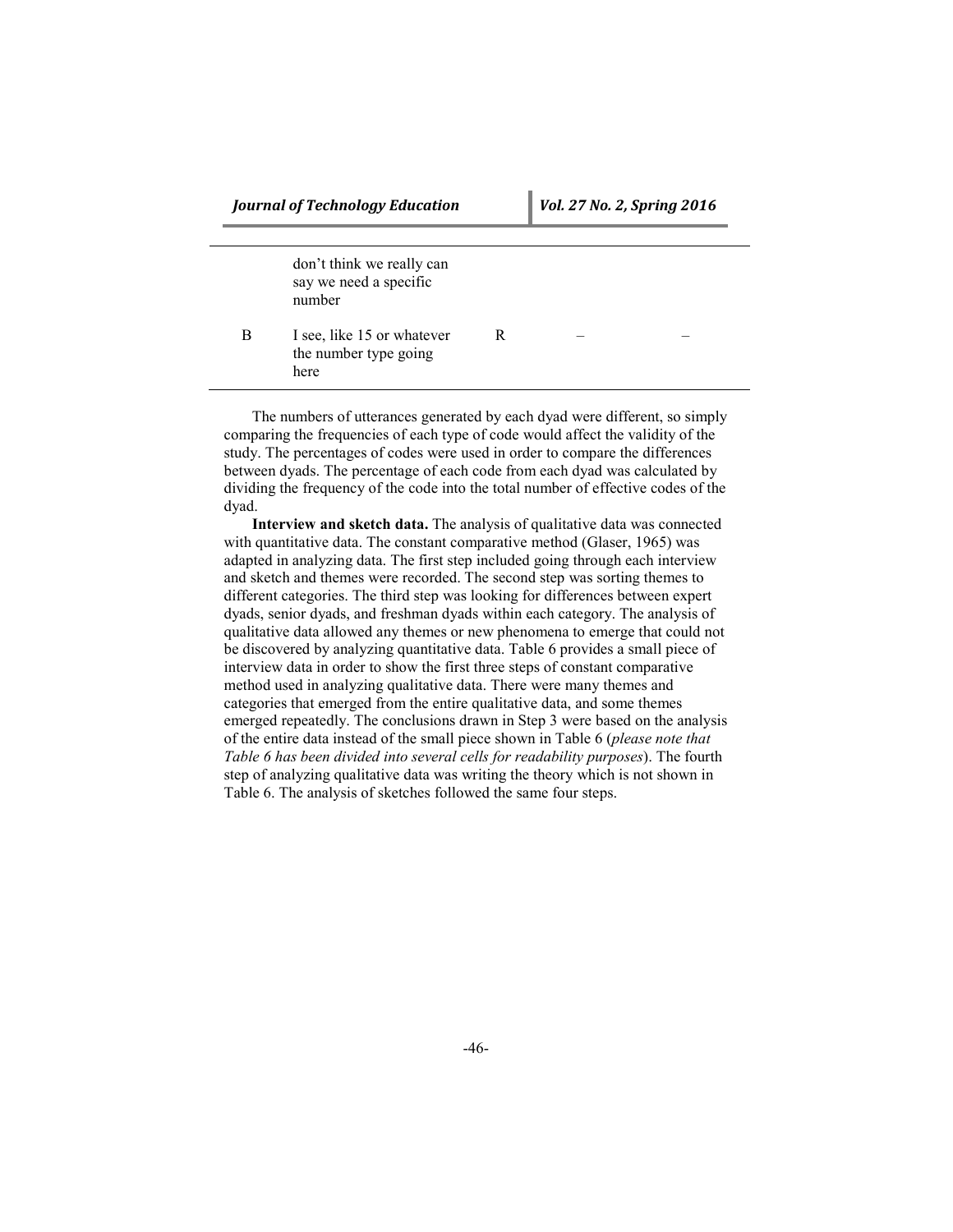| | | | | |
|---|---|---|---|---|
| | don't think we really can say we need a specific number | | | |
| B | I see, like 15 or whatever the number type going here | R | – | – |

The numbers of utterances generated by each dyad were different, so simply comparing the frequencies of each type of code would affect the validity of the study. The percentages of codes were used in order to compare the differences between dyads. The percentage of each code from each dyad was calculated by dividing the frequency of the code into the total number of effective codes of the dyad.

**Interview and sketch data.** The analysis of qualitative data was connected with quantitative data. The constant comparative method (Glaser, 1965) was adapted in analyzing data. The first step included going through each interview and sketch and themes were recorded. The second step was sorting themes to different categories. The third step was looking for differences between expert dyads, senior dyads, and freshman dyads within each category. The analysis of qualitative data allowed any themes or new phenomena to emerge that could not be discovered by analyzing quantitative data. Table 6 provides a small piece of interview data in order to show the first three steps of constant comparative method used in analyzing qualitative data. There were many themes and categories that emerged from the entire qualitative data, and some themes emerged repeatedly. The conclusions drawn in Step 3 were based on the analysis of the entire data instead of the small piece shown in Table 6 (*please note that Table 6 has been divided into several cells for readability purposes*). The fourth step of analyzing qualitative data was writing the theory which is not shown in Table 6. The analysis of sketches followed the same four steps.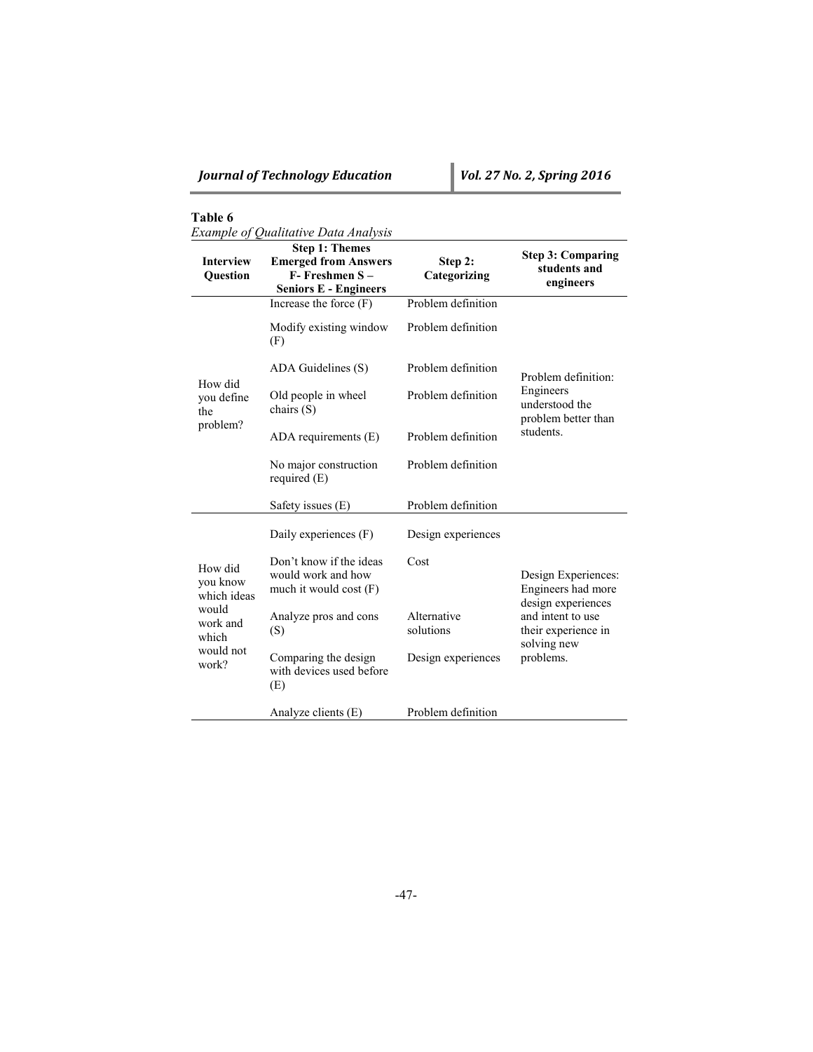**Table 6**

*Example of Qualitative Data Analysis*

| Interview Question | Step 1: Themes Emerged from Answers F- Freshmen S – Seniors E - Engineers | Step 2: Categorizing | Step 3: Comparing students and engineers |
|---|---|---|---|
| How did you define the problem? | Increase the force (F) | Problem definition | Problem definition: Engineers understood the problem better than students. |
| | Modify existing window (F) | Problem definition | |
| | ADA Guidelines (S) | Problem definition | |
| | Old people in wheel chairs (S) | Problem definition | |
| | ADA requirements (E) | Problem definition | |
| | No major construction required (E) | Problem definition | |
| | Safety issues (E) | Problem definition | |
| How did you know which ideas would work and which would not work? | Daily experiences (F) | Design experiences | Design Experiences: Engineers had more design experiences and intent to use their experience in solving new problems. |
| | Don't know if the ideas would work and how much it would cost (F) | Cost | |
| | Analyze pros and cons (S) | Alternative solutions | |
| | Comparing the design with devices used before (E) | Design experiences | |
| | Analyze clients (E) | Problem definition | |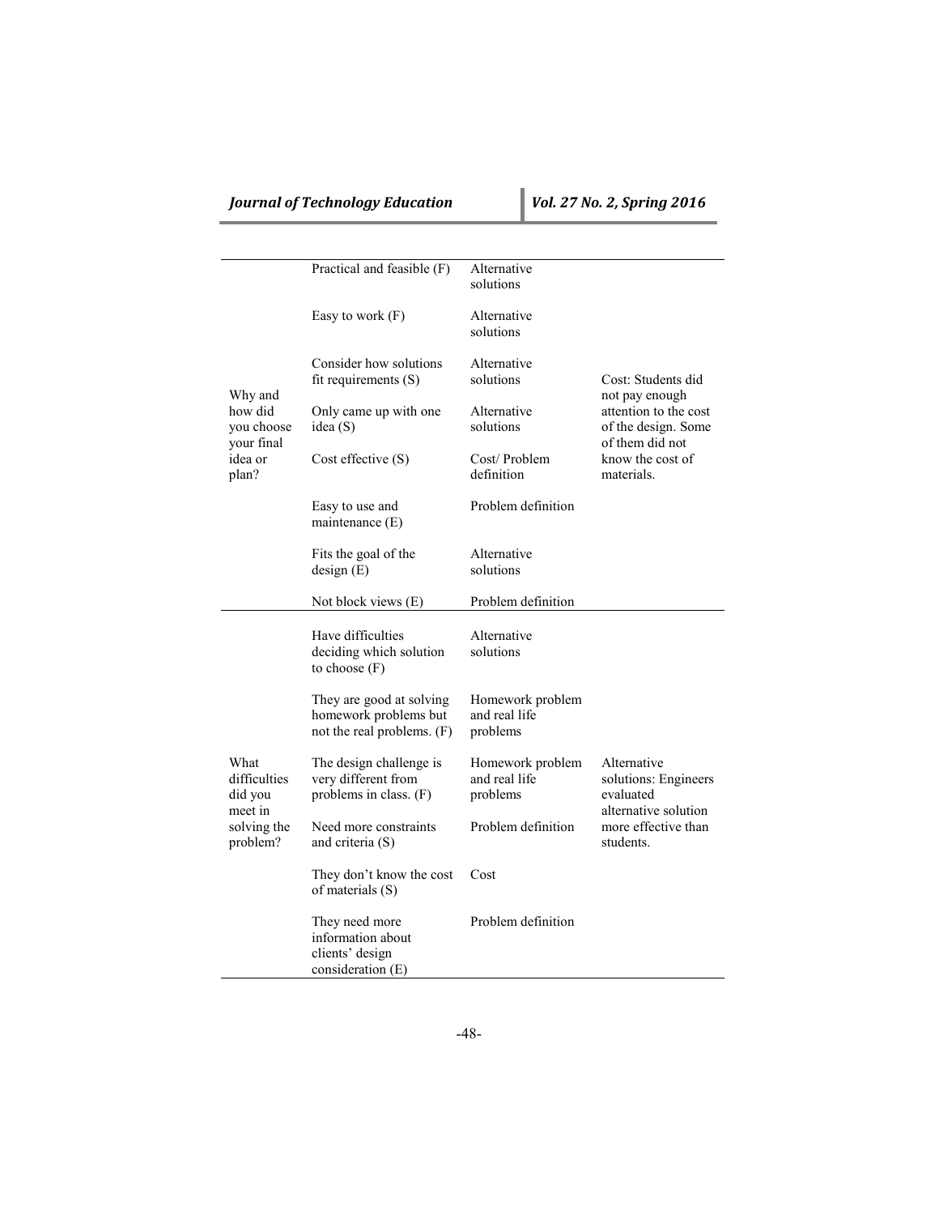| | | | |
|---|---|---|---|
| Why and how did you choose your final idea or plan? | Practical and feasible (F) | Alternative solutions | Cost: Students did not pay enough attention to the cost of the design. Some of them did not know the cost of materials. |
| | Easy to work (F) | Alternative solutions | |
| | Consider how solutions fit requirements (S) | Alternative solutions | |
| | Only came up with one idea (S) | Alternative solutions | |
| | Cost effective (S) | Cost/ Problem definition | |
| | Easy to use and maintenance (E) | Problem definition | |
| | Fits the goal of the design (E) | Alternative solutions | |
| | Not block views (E) | Problem definition | |
| What difficulties did you meet in solving the problem? | Have difficulties deciding which solution to choose (F) | Alternative solutions | Alternative solutions: Engineers evaluated alternative solution more effective than students. |
| | They are good at solving homework problems but not the real problems. (F) | Homework problem and real life problems | |
| | The design challenge is very different from problems in class. (F) | Homework problem and real life problems | |
| | Need more constraints and criteria (S) | Problem definition | |
| | They don't know the cost of materials (S) | Cost | |
| | They need more information about clients' design consideration (E) | Problem definition | |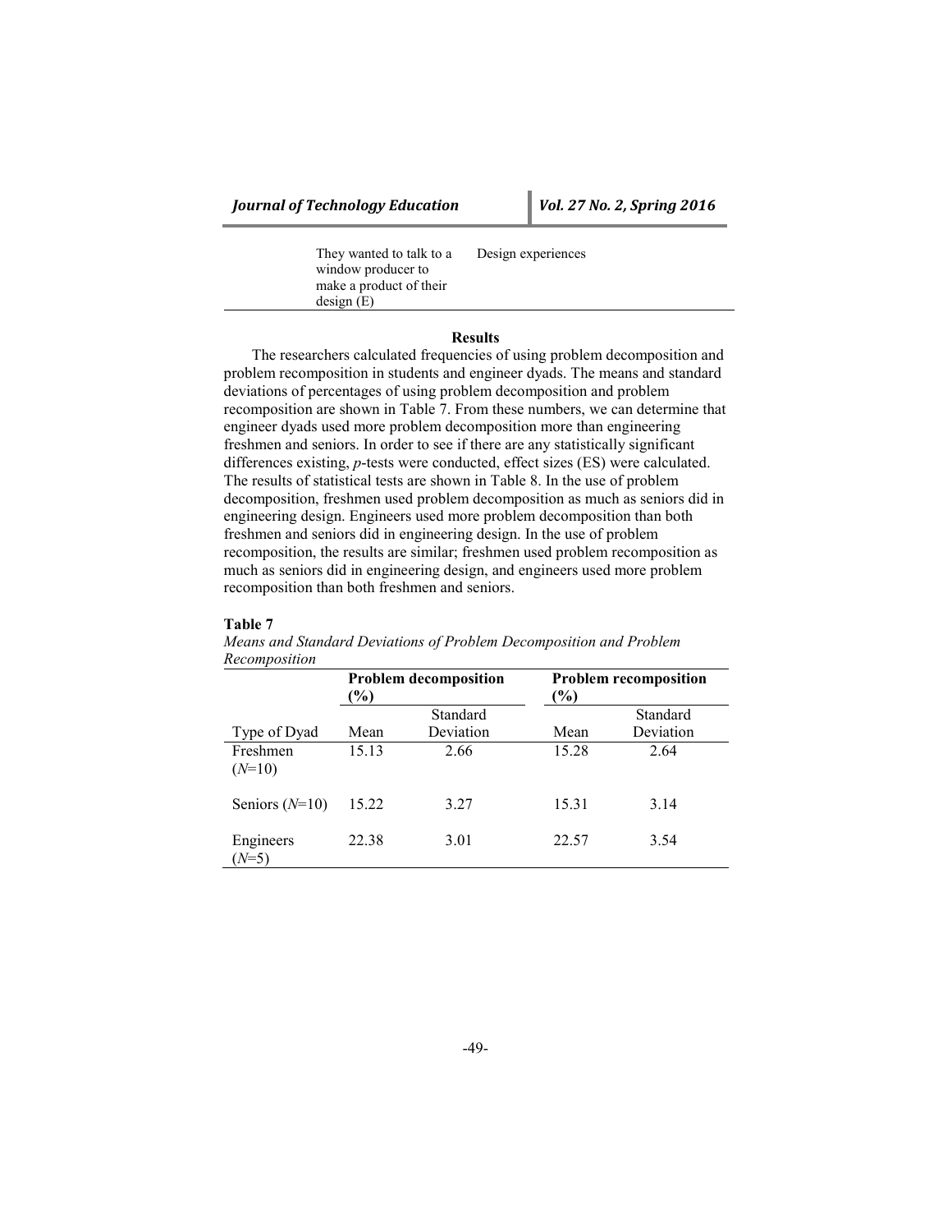| | They wanted to talk to a window producer to make a product of their design (E) | Design experiences |
|---|---|---|

## Results

The researchers calculated frequencies of using problem decomposition and problem recomposition in students and engineer dyads. The means and standard deviations of percentages of using problem decomposition and problem recomposition are shown in Table 7. From these numbers, we can determine that engineer dyads used more problem decomposition more than engineering freshmen and seniors. In order to see if there are any statistically significant differences existing, *p*-tests were conducted, effect sizes (ES) were calculated. The results of statistical tests are shown in Table 8. In the use of problem decomposition, freshmen used problem decomposition as much as seniors did in engineering design. Engineers used more problem decomposition than both freshmen and seniors did in engineering design. In the use of problem recomposition, the results are similar; freshmen used problem recomposition as much as seniors did in engineering design, and engineers used more problem recomposition than both freshmen and seniors.

**Table 7**

*Means and Standard Deviations of Problem Decomposition and Problem Recomposition*

| | **Problem decomposition (%)** | | **Problem recomposition (%)** | |
|---|---|---|---|---|
| Type of Dyad | Mean | Standard Deviation | Mean | Standard Deviation |
| Freshmen (*N*=10) | 15.13 | 2.66 | 15.28 | 2.64 |
| Seniors (*N*=10) | 15.22 | 3.27 | 15.31 | 3.14 |
| Engineers (*N*=5) | 22.38 | 3.01 | 22.57 | 3.54 |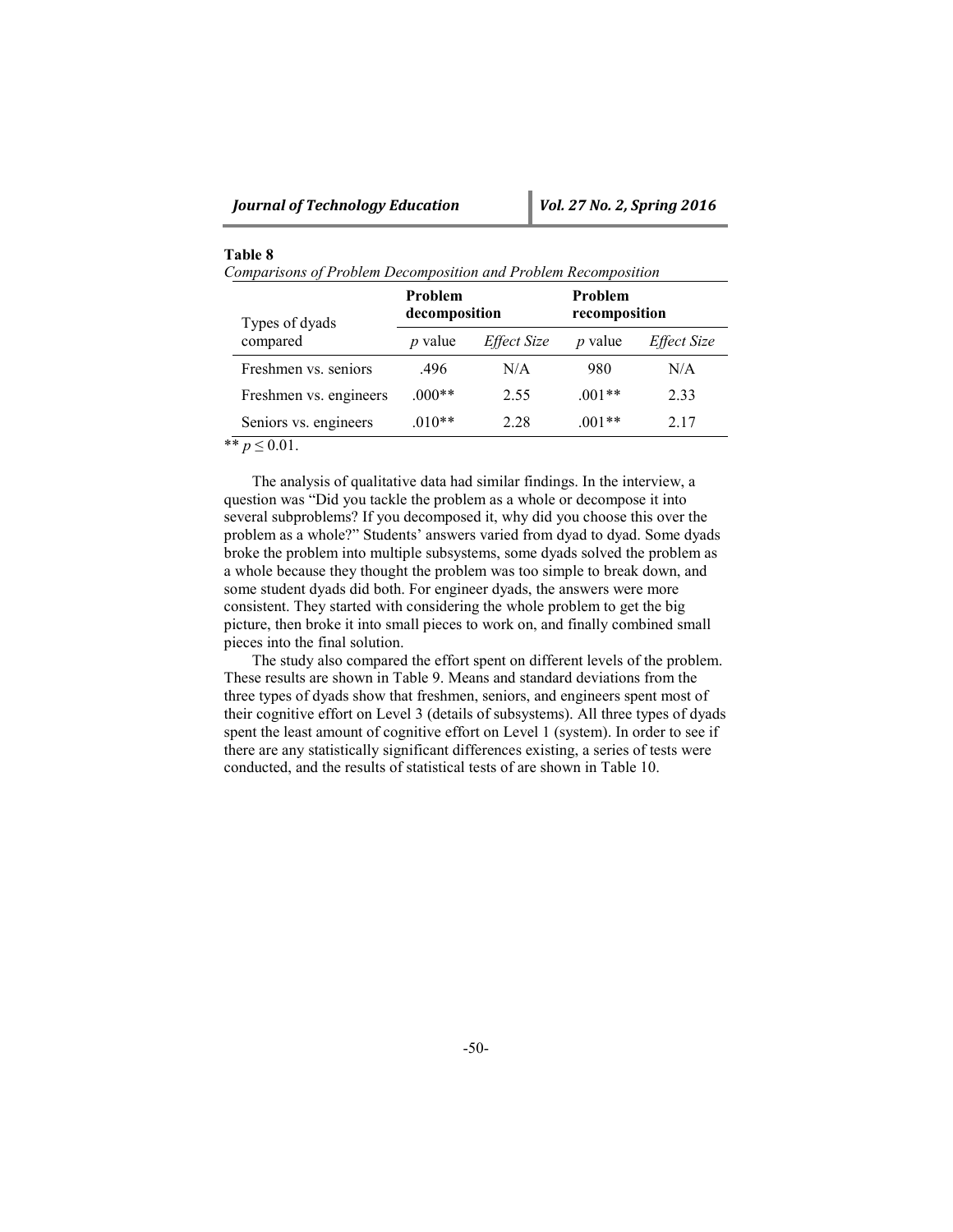**Table 8**

*Comparisons of Problem Decomposition and Problem Recomposition*

| Types of dyads compared | **Problem decomposition** | | **Problem recomposition** | |
|---|---|---|---|---|
| | *p* value | *Effect Size* | *p* value | *Effect Size* |
| Freshmen vs. seniors | .496 | N/A | 980 | N/A |
| Freshmen vs. engineers | .000** | 2.55 | .001** | 2.33 |
| Seniors vs. engineers | .010** | 2.28 | .001** | 2.17 |

** $p \leq 0.01$.

The analysis of qualitative data had similar findings. In the interview, a question was "Did you tackle the problem as a whole or decompose it into several subproblems? If you decomposed it, why did you choose this over the problem as a whole?" Students' answers varied from dyad to dyad. Some dyads broke the problem into multiple subsystems, some dyads solved the problem as a whole because they thought the problem was too simple to break down, and some student dyads did both. For engineer dyads, the answers were more consistent. They started with considering the whole problem to get the big picture, then broke it into small pieces to work on, and finally combined small pieces into the final solution.

The study also compared the effort spent on different levels of the problem. These results are shown in Table 9. Means and standard deviations from the three types of dyads show that freshmen, seniors, and engineers spent most of their cognitive effort on Level 3 (details of subsystems). All three types of dyads spent the least amount of cognitive effort on Level 1 (system). In order to see if there are any statistically significant differences existing, a series of tests were conducted, and the results of statistical tests of are shown in Table 10.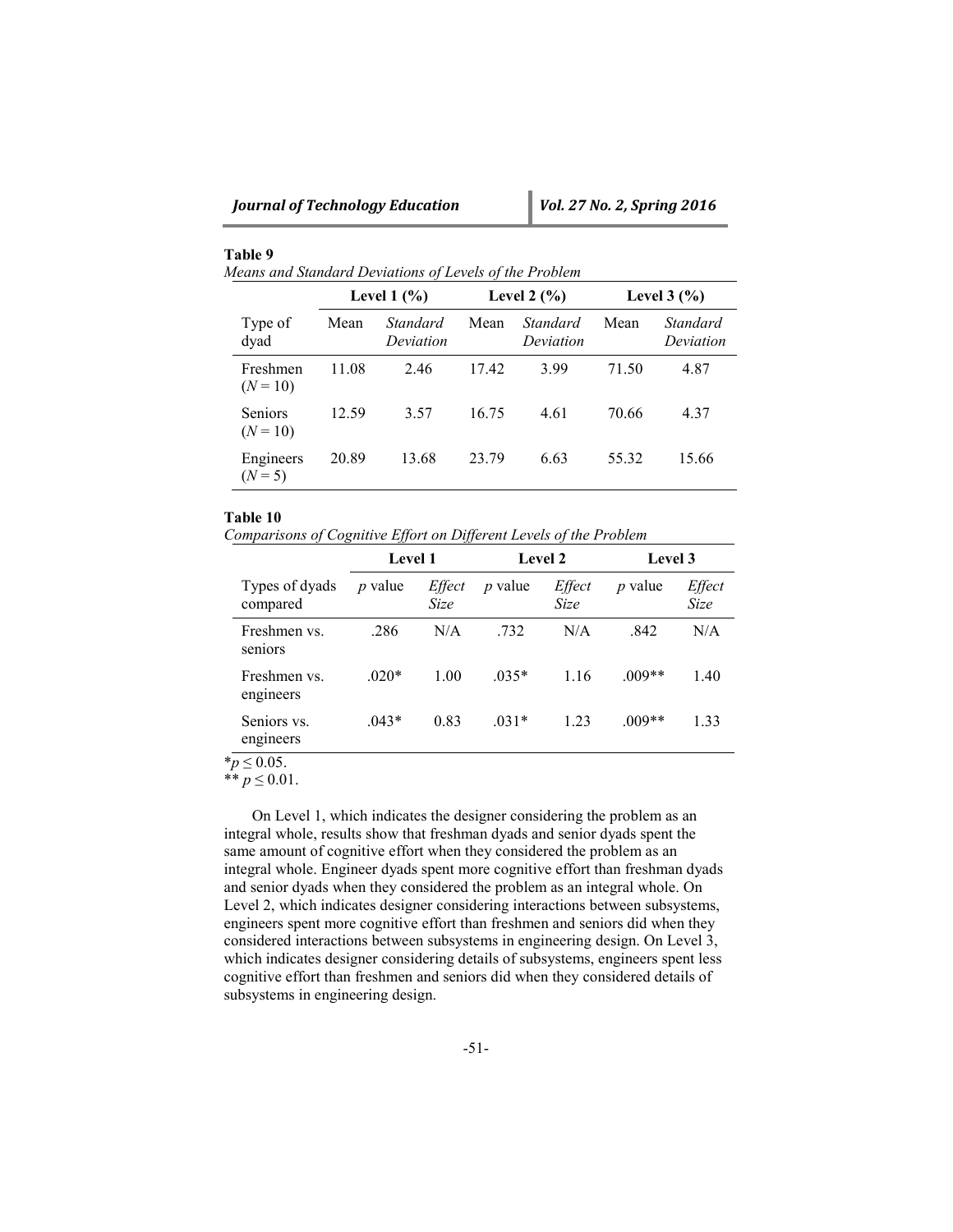**Table 9**

*Means and Standard Deviations of Levels of the Problem*

| | Level 1 (%) | | Level 2 (%) | | Level 3 (%) | |
|---|---|---|---|---|---|---|
| Type of dyad | Mean | *Standard Deviation* | Mean | *Standard Deviation* | Mean | *Standard Deviation* |
| Freshmen ($N = 10$) | 11.08 | 2.46 | 17.42 | 3.99 | 71.50 | 4.87 |
| Seniors ($N = 10$) | 12.59 | 3.57 | 16.75 | 4.61 | 70.66 | 4.37 |
| Engineers ($N = 5$) | 20.89 | 13.68 | 23.79 | 6.63 | 55.32 | 15.66 |

**Table 10**

*Comparisons of Cognitive Effort on Different Levels of the Problem*

| | Level 1 | | Level 2 | | Level 3 | |
|---|---|---|---|---|---|---|
| Types of dyads compared | *p* value | *Effect Size* | *p* value | *Effect Size* | *p* value | *Effect Size* |
| Freshmen vs. seniors | .286 | N/A | .732 | N/A | .842 | N/A |
| Freshmen vs. engineers | .020* | 1.00 | .035* | 1.16 | .009** | 1.40 |
| Seniors vs. engineers | .043* | 0.83 | .031* | 1.23 | .009** | 1.33 |

*$p \leq 0.05$.
** $p \leq 0.01$.

On Level 1, which indicates the designer considering the problem as an integral whole, results show that freshman dyads and senior dyads spent the same amount of cognitive effort when they considered the problem as an integral whole. Engineer dyads spent more cognitive effort than freshman dyads and senior dyads when they considered the problem as an integral whole. On Level 2, which indicates designer considering interactions between subsystems, engineers spent more cognitive effort than freshmen and seniors did when they considered interactions between subsystems in engineering design. On Level 3, which indicates designer considering details of subsystems, engineers spent less cognitive effort than freshmen and seniors did when they considered details of subsystems in engineering design.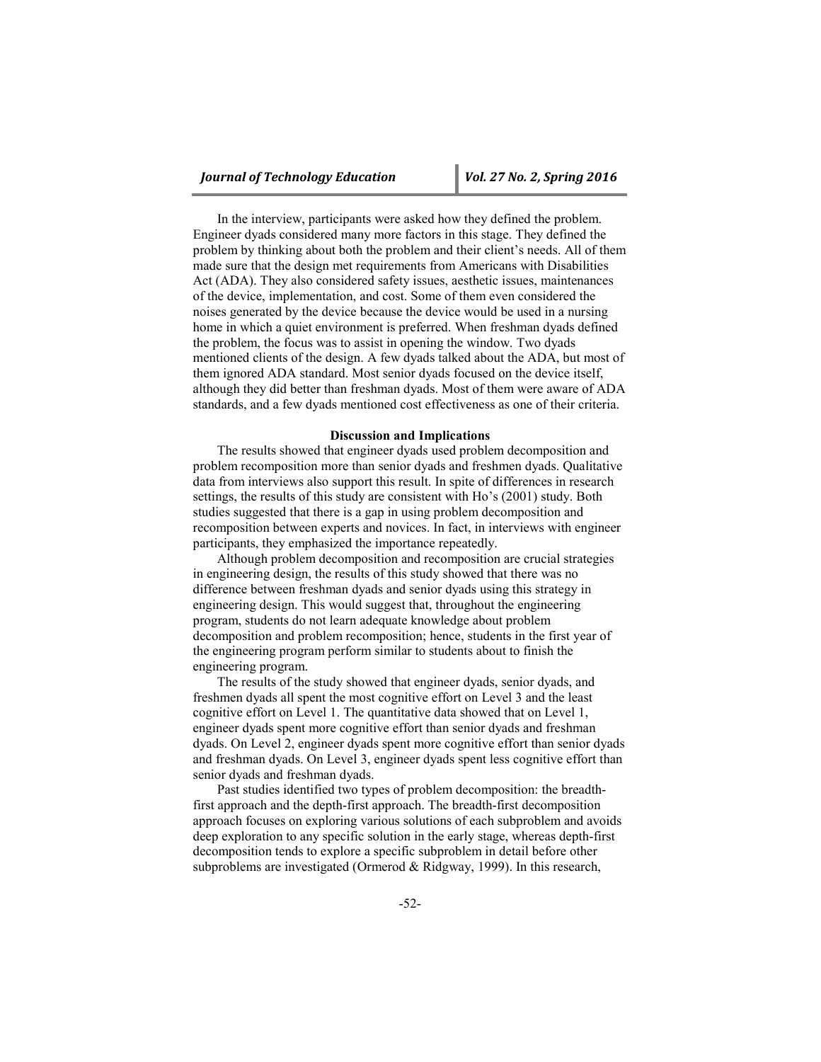In the interview, participants were asked how they defined the problem. Engineer dyads considered many more factors in this stage. They defined the problem by thinking about both the problem and their client's needs. All of them made sure that the design met requirements from Americans with Disabilities Act (ADA). They also considered safety issues, aesthetic issues, maintenances of the device, implementation, and cost. Some of them even considered the noises generated by the device because the device would be used in a nursing home in which a quiet environment is preferred. When freshman dyads defined the problem, the focus was to assist in opening the window. Two dyads mentioned clients of the design. A few dyads talked about the ADA, but most of them ignored ADA standard. Most senior dyads focused on the device itself, although they did better than freshman dyads. Most of them were aware of ADA standards, and a few dyads mentioned cost effectiveness as one of their criteria.

## Discussion and Implications

The results showed that engineer dyads used problem decomposition and problem recomposition more than senior dyads and freshmen dyads. Qualitative data from interviews also support this result. In spite of differences in research settings, the results of this study are consistent with Ho's (2001) study. Both studies suggested that there is a gap in using problem decomposition and recomposition between experts and novices. In fact, in interviews with engineer participants, they emphasized the importance repeatedly.

Although problem decomposition and recomposition are crucial strategies in engineering design, the results of this study showed that there was no difference between freshman dyads and senior dyads using this strategy in engineering design. This would suggest that, throughout the engineering program, students do not learn adequate knowledge about problem decomposition and problem recomposition; hence, students in the first year of the engineering program perform similar to students about to finish the engineering program.

The results of the study showed that engineer dyads, senior dyads, and freshmen dyads all spent the most cognitive effort on Level 3 and the least cognitive effort on Level 1. The quantitative data showed that on Level 1, engineer dyads spent more cognitive effort than senior dyads and freshman dyads. On Level 2, engineer dyads spent more cognitive effort than senior dyads and freshman dyads. On Level 3, engineer dyads spent less cognitive effort than senior dyads and freshman dyads.

Past studies identified two types of problem decomposition: the breadth-first approach and the depth-first approach. The breadth-first decomposition approach focuses on exploring various solutions of each subproblem and avoids deep exploration to any specific solution in the early stage, whereas depth-first decomposition tends to explore a specific subproblem in detail before other subproblems are investigated (Ormerod & Ridgway, 1999). In this research,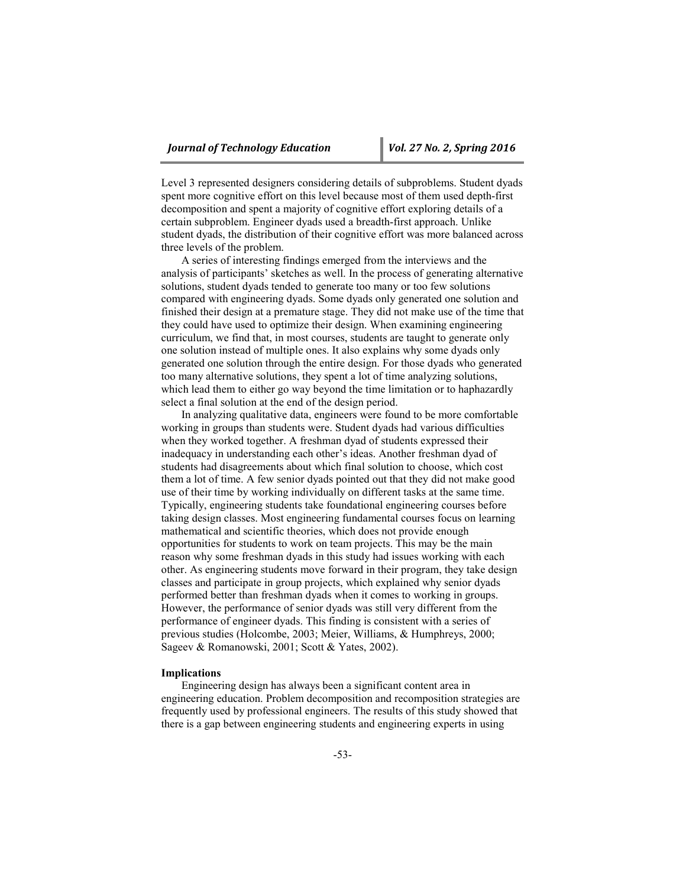Level 3 represented designers considering details of subproblems. Student dyads spent more cognitive effort on this level because most of them used depth-first decomposition and spent a majority of cognitive effort exploring details of a certain subproblem. Engineer dyads used a breadth-first approach. Unlike student dyads, the distribution of their cognitive effort was more balanced across three levels of the problem.

A series of interesting findings emerged from the interviews and the analysis of participants' sketches as well. In the process of generating alternative solutions, student dyads tended to generate too many or too few solutions compared with engineering dyads. Some dyads only generated one solution and finished their design at a premature stage. They did not make use of the time that they could have used to optimize their design. When examining engineering curriculum, we find that, in most courses, students are taught to generate only one solution instead of multiple ones. It also explains why some dyads only generated one solution through the entire design. For those dyads who generated too many alternative solutions, they spent a lot of time analyzing solutions, which lead them to either go way beyond the time limitation or to haphazardly select a final solution at the end of the design period.

In analyzing qualitative data, engineers were found to be more comfortable working in groups than students were. Student dyads had various difficulties when they worked together. A freshman dyad of students expressed their inadequacy in understanding each other's ideas. Another freshman dyad of students had disagreements about which final solution to choose, which cost them a lot of time. A few senior dyads pointed out that they did not make good use of their time by working individually on different tasks at the same time. Typically, engineering students take foundational engineering courses before taking design classes. Most engineering fundamental courses focus on learning mathematical and scientific theories, which does not provide enough opportunities for students to work on team projects. This may be the main reason why some freshman dyads in this study had issues working with each other. As engineering students move forward in their program, they take design classes and participate in group projects, which explained why senior dyads performed better than freshman dyads when it comes to working in groups. However, the performance of senior dyads was still very different from the performance of engineer dyads. This finding is consistent with a series of previous studies (Holcombe, 2003; Meier, Williams, & Humphreys, 2000; Sageev & Romanowski, 2001; Scott & Yates, 2002).

**Implications**

Engineering design has always been a significant content area in engineering education. Problem decomposition and recomposition strategies are frequently used by professional engineers. The results of this study showed that there is a gap between engineering students and engineering experts in using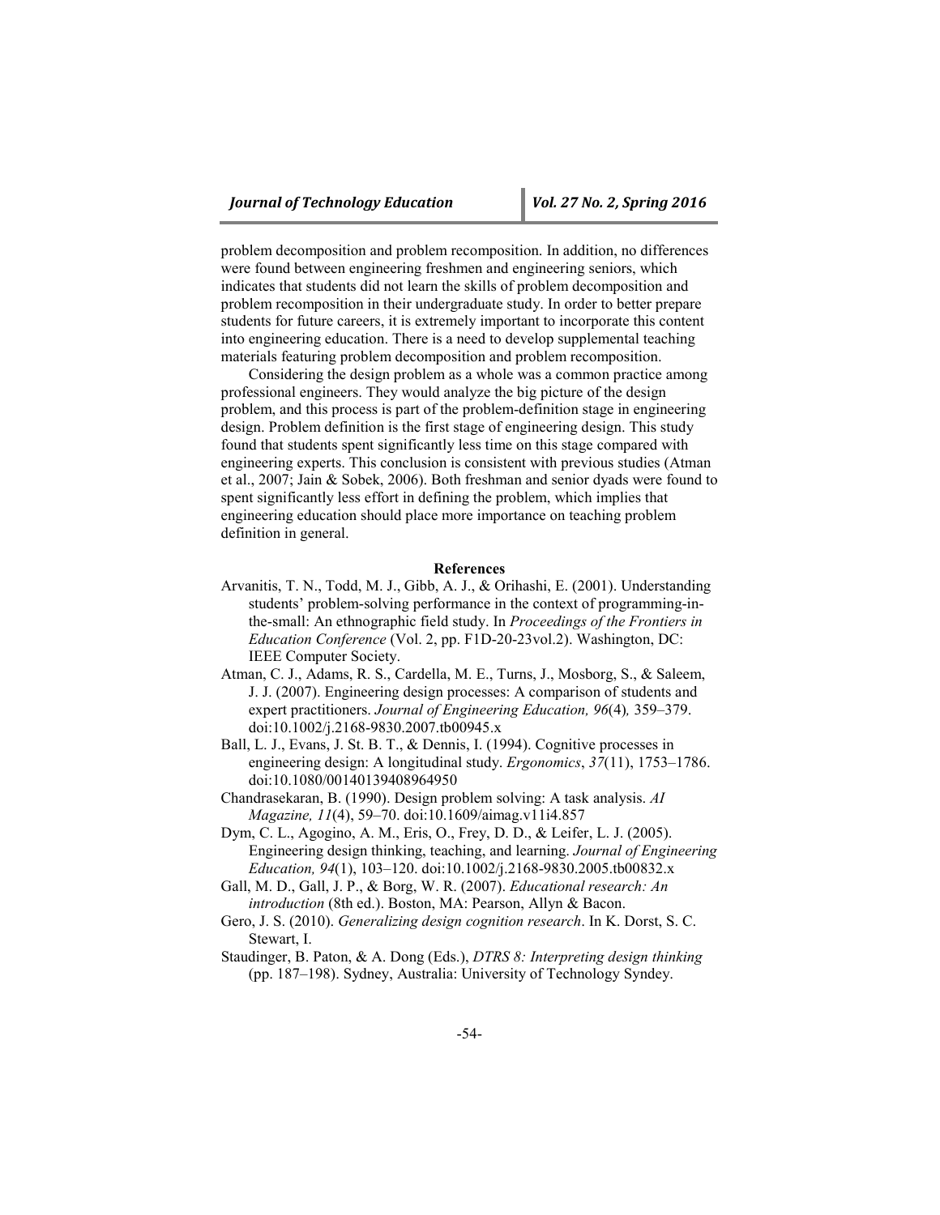problem decomposition and problem recomposition. In addition, no differences were found between engineering freshmen and engineering seniors, which indicates that students did not learn the skills of problem decomposition and problem recomposition in their undergraduate study. In order to better prepare students for future careers, it is extremely important to incorporate this content into engineering education. There is a need to develop supplemental teaching materials featuring problem decomposition and problem recomposition.

Considering the design problem as a whole was a common practice among professional engineers. They would analyze the big picture of the design problem, and this process is part of the problem-definition stage in engineering design. Problem definition is the first stage of engineering design. This study found that students spent significantly less time on this stage compared with engineering experts. This conclusion is consistent with previous studies (Atman et al., 2007; Jain & Sobek, 2006). Both freshman and senior dyads were found to spent significantly less effort in defining the problem, which implies that engineering education should place more importance on teaching problem definition in general.

## References

Arvanitis, T. N., Todd, M. J., Gibb, A. J., & Orihashi, E. (2001). Understanding students' problem-solving performance in the context of programming-in-the-small: An ethnographic field study. In *Proceedings of the Frontiers in Education Conference* (Vol. 2, pp. F1D-20-23vol.2). Washington, DC: IEEE Computer Society.

Atman, C. J., Adams, R. S., Cardella, M. E., Turns, J., Mosborg, S., & Saleem, J. J. (2007). Engineering design processes: A comparison of students and expert practitioners. *Journal of Engineering Education, 96*(4)*,* 359–379. doi:10.1002/j.2168-9830.2007.tb00945.x

Ball, L. J., Evans, J. St. B. T., & Dennis, I. (1994). Cognitive processes in engineering design: A longitudinal study. *Ergonomics*, *37*(11), 1753–1786. doi:10.1080/00140139408964950

Chandrasekaran, B. (1990). Design problem solving: A task analysis. *AI Magazine, 11*(4), 59–70. doi:10.1609/aimag.v11i4.857

Dym, C. L., Agogino, A. M., Eris, O., Frey, D. D., & Leifer, L. J. (2005). Engineering design thinking, teaching, and learning. *Journal of Engineering Education, 94*(1), 103–120. doi:10.1002/j.2168-9830.2005.tb00832.x

Gall, M. D., Gall, J. P., & Borg, W. R. (2007). *Educational research: An introduction* (8th ed.). Boston, MA: Pearson, Allyn & Bacon.

Gero, J. S. (2010). *Generalizing design cognition research*. In K. Dorst, S. C. Stewart, I.

Staudinger, B. Paton, & A. Dong (Eds.), *DTRS 8: Interpreting design thinking* (pp. 187–198). Sydney, Australia: University of Technology Syndey.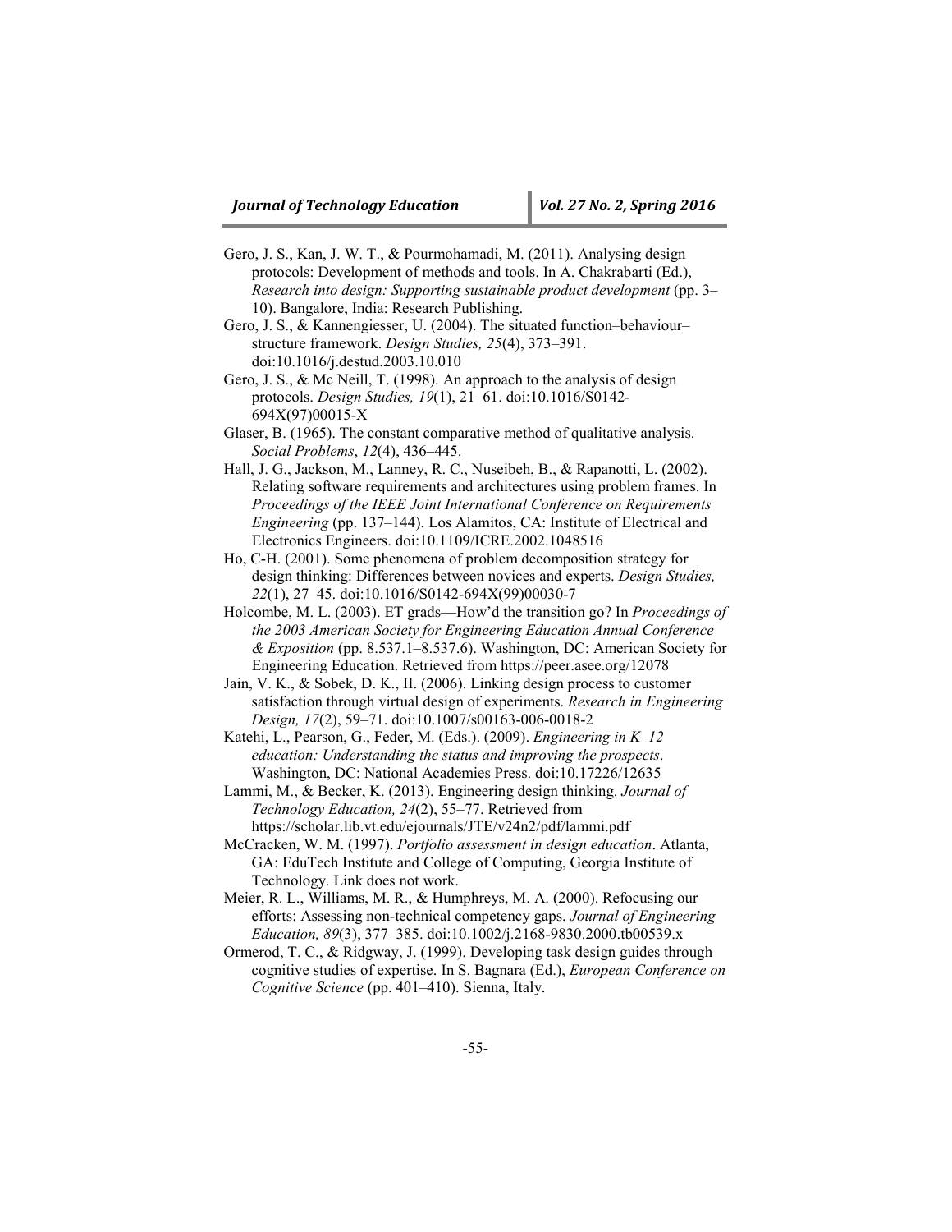Gero, J. S., Kan, J. W. T., & Pourmohamadi, M. (2011). Analysing design protocols: Development of methods and tools. In A. Chakrabarti (Ed.), *Research into design: Supporting sustainable product development* (pp. 3–10). Bangalore, India: Research Publishing.

Gero, J. S., & Kannengiesser, U. (2004). The situated function–behaviour–structure framework. *Design Studies, 25*(4), 373–391. doi:10.1016/j.destud.2003.10.010

Gero, J. S., & Mc Neill, T. (1998). An approach to the analysis of design protocols. *Design Studies, 19*(1), 21–61. doi:10.1016/S0142-694X(97)00015-X

Glaser, B. (1965). The constant comparative method of qualitative analysis. *Social Problems*, *12*(4), 436–445.

Hall, J. G., Jackson, M., Lanney, R. C., Nuseibeh, B., & Rapanotti, L. (2002). Relating software requirements and architectures using problem frames. In *Proceedings of the IEEE Joint International Conference on Requirements Engineering* (pp. 137–144). Los Alamitos, CA: Institute of Electrical and Electronics Engineers. doi:10.1109/ICRE.2002.1048516

Ho, C-H. (2001). Some phenomena of problem decomposition strategy for design thinking: Differences between novices and experts. *Design Studies, 22*(1), 27–45. doi:10.1016/S0142-694X(99)00030-7

Holcombe, M. L. (2003). ET grads—How'd the transition go? In *Proceedings of the 2003 American Society for Engineering Education Annual Conference & Exposition* (pp. 8.537.1–8.537.6). Washington, DC: American Society for Engineering Education. Retrieved from https://peer.asee.org/12078

Jain, V. K., & Sobek, D. K., II. (2006). Linking design process to customer satisfaction through virtual design of experiments. *Research in Engineering Design, 17*(2), 59–71. doi:10.1007/s00163-006-0018-2

Katehi, L., Pearson, G., Feder, M. (Eds.). (2009). *Engineering in K–12 education: Understanding the status and improving the prospects*. Washington, DC: National Academies Press. doi:10.17226/12635

Lammi, M., & Becker, K. (2013). Engineering design thinking. *Journal of Technology Education, 24*(2), 55–77. Retrieved from https://scholar.lib.vt.edu/ejournals/JTE/v24n2/pdf/lammi.pdf

McCracken, W. M. (1997). *Portfolio assessment in design education*. Atlanta, GA: EduTech Institute and College of Computing, Georgia Institute of Technology. Link does not work.

Meier, R. L., Williams, M. R., & Humphreys, M. A. (2000). Refocusing our efforts: Assessing non-technical competency gaps. *Journal of Engineering Education, 89*(3), 377–385. doi:10.1002/j.2168-9830.2000.tb00539.x

Ormerod, T. C., & Ridgway, J. (1999). Developing task design guides through cognitive studies of expertise. In S. Bagnara (Ed.), *European Conference on Cognitive Science* (pp. 401–410). Sienna, Italy.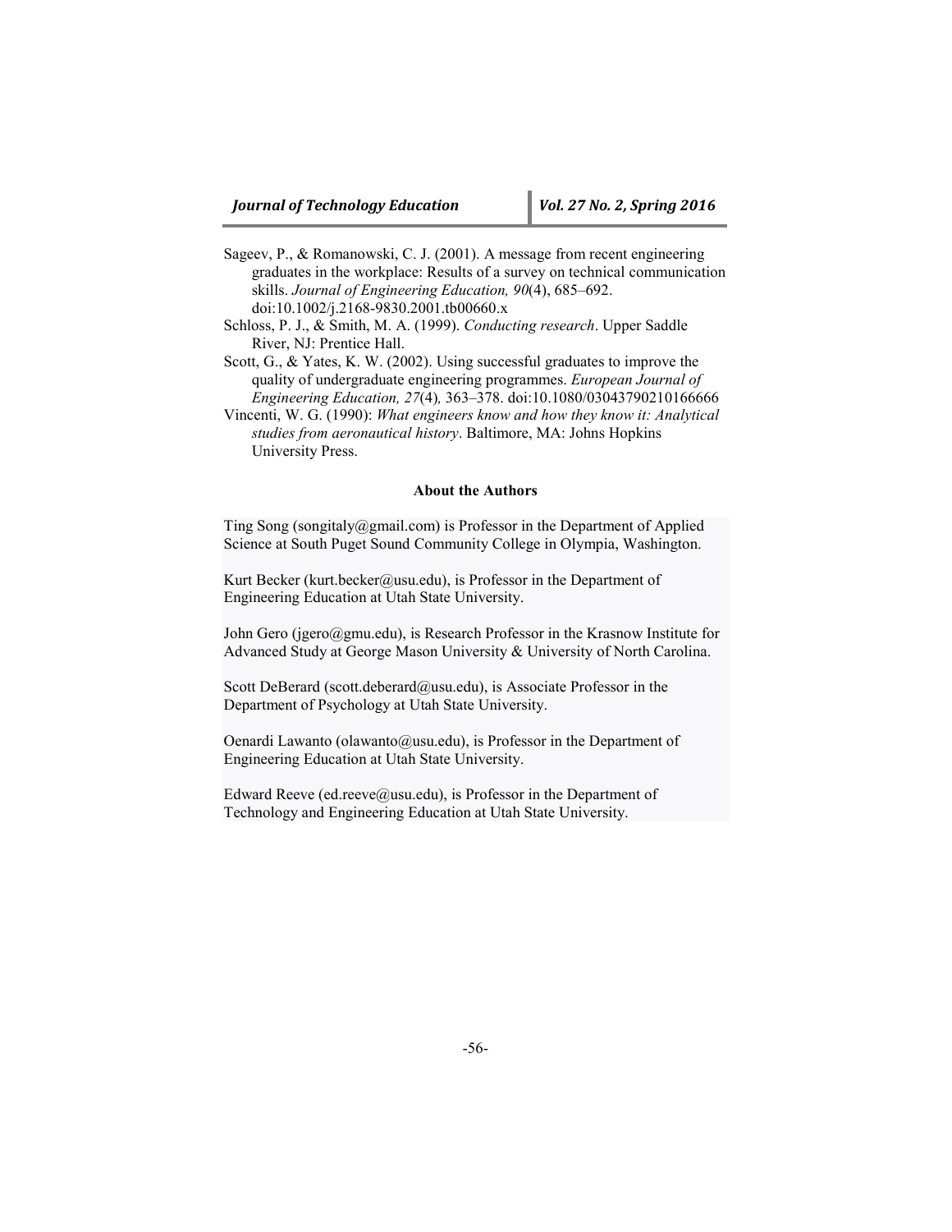Sageev, P., & Romanowski, C. J. (2001). A message from recent engineering graduates in the workplace: Results of a survey on technical communication skills. *Journal of Engineering Education, 90*(4), 685–692. doi:10.1002/j.2168-9830.2001.tb00660.x

Schloss, P. J., & Smith, M. A. (1999). *Conducting research*. Upper Saddle River, NJ: Prentice Hall.

Scott, G., & Yates, K. W. (2002). Using successful graduates to improve the quality of undergraduate engineering programmes. *European Journal of Engineering Education, 27*(4)*,* 363–378. doi:10.1080/03043790210166666

Vincenti, W. G. (1990): *What engineers know and how they know it: Analytical studies from aeronautical history*. Baltimore, MA: Johns Hopkins University Press.

**About the Authors**

Ting Song (songitaly@gmail.com) is Professor in the Department of Applied Science at South Puget Sound Community College in Olympia, Washington.

Kurt Becker (kurt.becker@usu.edu), is Professor in the Department of Engineering Education at Utah State University.

John Gero (jgero@gmu.edu), is Research Professor in the Krasnow Institute for Advanced Study at George Mason University & University of North Carolina.

Scott DeBerard (scott.deberard@usu.edu), is Associate Professor in the Department of Psychology at Utah State University.

Oenardi Lawanto (olawanto@usu.edu), is Professor in the Department of Engineering Education at Utah State University.

Edward Reeve (ed.reeve@usu.edu), is Professor in the Department of Technology and Engineering Education at Utah State University.